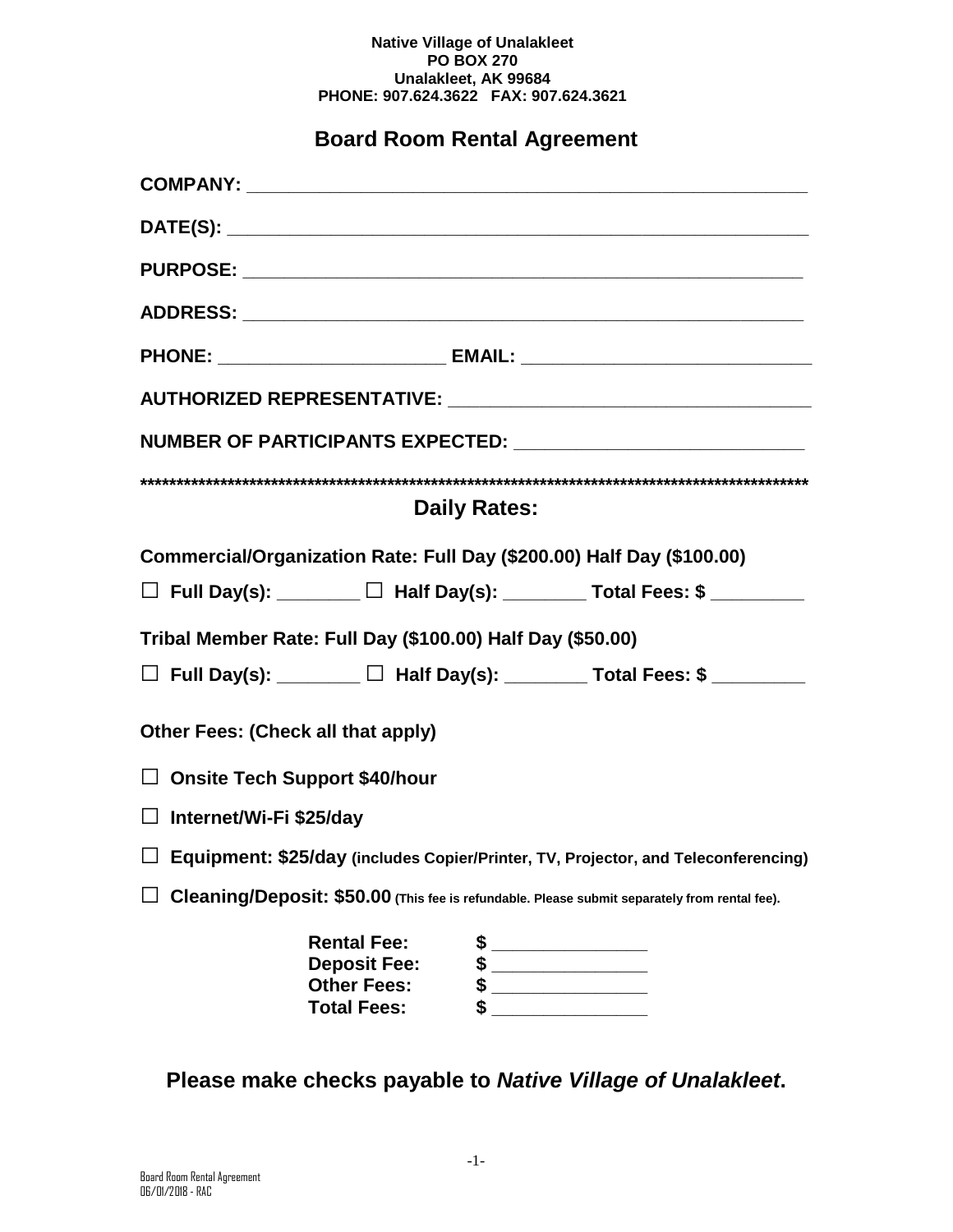**Native Village of Unalakleet**
**PO BOX 270**
**Unalakleet, AK 99684**
**PHONE: 907.624.3622 FAX: 907.624.3621**

# Board Room Rental Agreement

**COMPANY:** ______________________________________________________

**DATE(S):** ________________________________________________________

**PURPOSE:** _______________________________________________________

**ADDRESS:** _______________________________________________________

**PHONE:** ______________________ **EMAIL:** _____________________________

**AUTHORIZED REPRESENTATIVE:** ___________________________________

**NUMBER OF PARTICIPANTS EXPECTED:** ___________________________

*********************************************************************************************

## Daily Rates:

**Commercial/Organization Rate: Full Day ($200.00) Half Day ($100.00)**

☐ **Full Day(s):** ________ ☐ **Half Day(s):** ________ **Total Fees: $** _________

**Tribal Member Rate: Full Day ($100.00) Half Day ($50.00)**

☐ **Full Day(s):** ________ ☐ **Half Day(s):** ________ **Total Fees: $** _________

**Other Fees: (Check all that apply)**

☐ **Onsite Tech Support $40/hour**

☐ **Internet/Wi-Fi $25/day**

☐ **Equipment: $25/day** **(includes Copier/Printer, TV, Projector, and Teleconferencing)**

☐ **Cleaning/Deposit: $50.00** **(This fee is refundable. Please submit separately from rental fee).**

**Rental Fee:** $ _______________
**Deposit Fee:** $ _______________
**Other Fees:** $ _______________
**Total Fees:** $ _______________

**Please make checks payable to *Native Village of Unalakleet*.**

Board Room Rental Agreement
06/01/2018 - RAC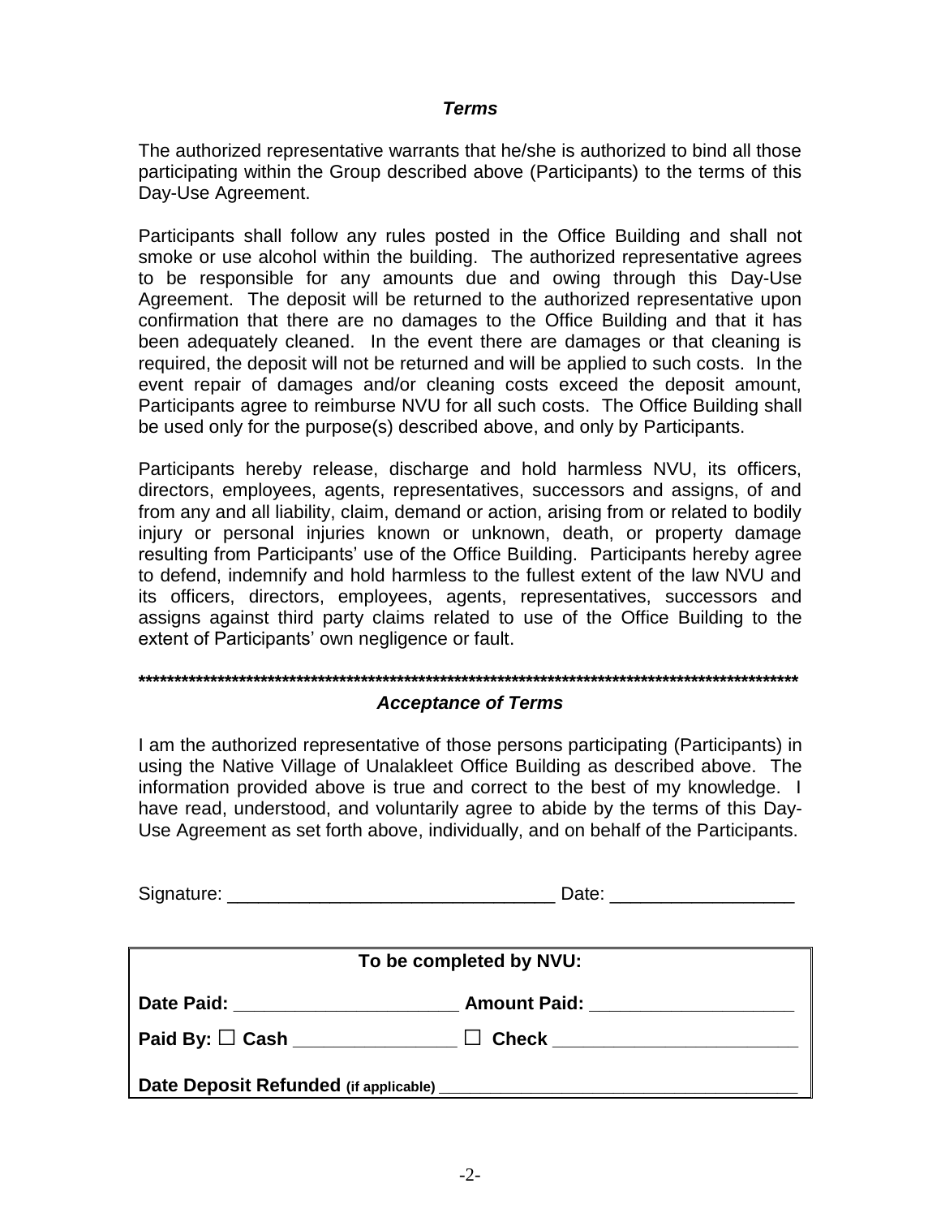***Terms***

The authorized representative warrants that he/she is authorized to bind all those participating within the Group described above (Participants) to the terms of this Day-Use Agreement.

Participants shall follow any rules posted in the Office Building and shall not smoke or use alcohol within the building. The authorized representative agrees to be responsible for any amounts due and owing through this Day-Use Agreement. The deposit will be returned to the authorized representative upon confirmation that there are no damages to the Office Building and that it has been adequately cleaned. In the event there are damages or that cleaning is required, the deposit will not be returned and will be applied to such costs. In the event repair of damages and/or cleaning costs exceed the deposit amount, Participants agree to reimburse NVU for all such costs. The Office Building shall be used only for the purpose(s) described above, and only by Participants.

Participants hereby release, discharge and hold harmless NVU, its officers, directors, employees, agents, representatives, successors and assigns, of and from any and all liability, claim, demand or action, arising from or related to bodily injury or personal injuries known or unknown, death, or property damage resulting from Participants' use of the Office Building. Participants hereby agree to defend, indemnify and hold harmless to the fullest extent of the law NVU and its officers, directors, employees, agents, representatives, successors and assigns against third party claims related to use of the Office Building to the extent of Participants' own negligence or fault.

****************************************************************************************************

***Acceptance of Terms***

I am the authorized representative of those persons participating (Participants) in using the Native Village of Unalakleet Office Building as described above. The information provided above is true and correct to the best of my knowledge. I have read, understood, and voluntarily agree to abide by the terms of this Day-Use Agreement as set forth above, individually, and on behalf of the Participants.

Signature: ________________________________ Date: __________________

| **To be completed by NVU:** | |
|---|---|
| **Date Paid:** ______________________ | **Amount Paid:** ____________________ |
| **Paid By:** ☐ **Cash** ________________ | ☐ **Check** ________________________ |
| **Date Deposit Refunded (if applicable)** ____________________________________ | |